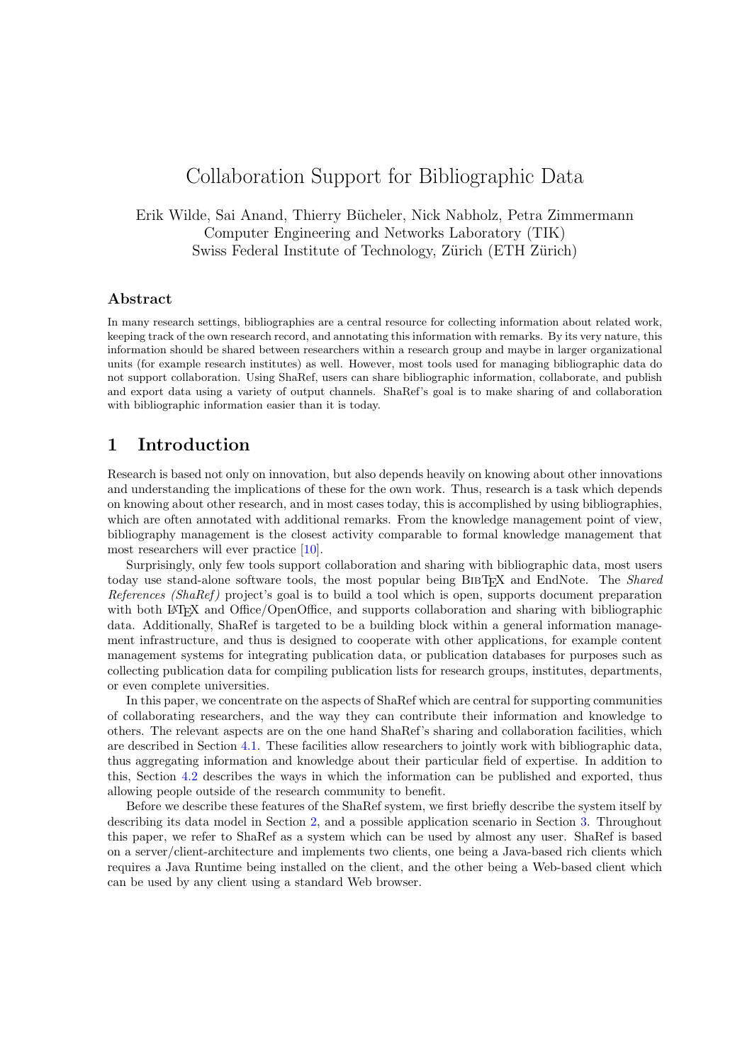# Collaboration Support for Bibliographic Data

Erik Wilde, Sai Anand, Thierry Bücheler, Nick Nabholz, Petra Zimmermann
Computer Engineering and Networks Laboratory (TIK)
Swiss Federal Institute of Technology, Zürich (ETH Zürich)

## Abstract

In many research settings, bibliographies are a central resource for collecting information about related work, keeping track of the own research record, and annotating this information with remarks. By its very nature, this information should be shared between researchers within a research group and maybe in larger organizational units (for example research institutes) as well. However, most tools used for managing bibliographic data do not support collaboration. Using ShaRef, users can share bibliographic information, collaborate, and publish and export data using a variety of output channels. ShaRef's goal is to make sharing of and collaboration with bibliographic information easier than it is today.

## 1 Introduction

Research is based not only on innovation, but also depends heavily on knowing about other innovations and understanding the implications of these for the own work. Thus, research is a task which depends on knowing about other research, and in most cases today, this is accomplished by using bibliographies, which are often annotated with additional remarks. From the knowledge management point of view, bibliography management is the closest activity comparable to formal knowledge management that most researchers will ever practice [10].

Surprisingly, only few tools support collaboration and sharing with bibliographic data, most users today use stand-alone software tools, the most popular being BibTeX and EndNote. The *Shared References (ShaRef)* project's goal is to build a tool which is open, supports document preparation with both LaTeX and Office/OpenOffice, and supports collaboration and sharing with bibliographic data. Additionally, ShaRef is targeted to be a building block within a general information management infrastructure, and thus is designed to cooperate with other applications, for example content management systems for integrating publication data, or publication databases for purposes such as collecting publication data for compiling publication lists for research groups, institutes, departments, or even complete universities.

In this paper, we concentrate on the aspects of ShaRef which are central for supporting communities of collaborating researchers, and the way they can contribute their information and knowledge to others. The relevant aspects are on the one hand ShaRef's sharing and collaboration facilities, which are described in Section 4.1. These facilities allow researchers to jointly work with bibliographic data, thus aggregating information and knowledge about their particular field of expertise. In addition to this, Section 4.2 describes the ways in which the information can be published and exported, thus allowing people outside of the research community to benefit.

Before we describe these features of the ShaRef system, we first briefly describe the system itself by describing its data model in Section 2, and a possible application scenario in Section 3. Throughout this paper, we refer to ShaRef as a system which can be used by almost any user. ShaRef is based on a server/client-architecture and implements two clients, one being a Java-based rich clients which requires a Java Runtime being installed on the client, and the other being a Web-based client which can be used by any client using a standard Web browser.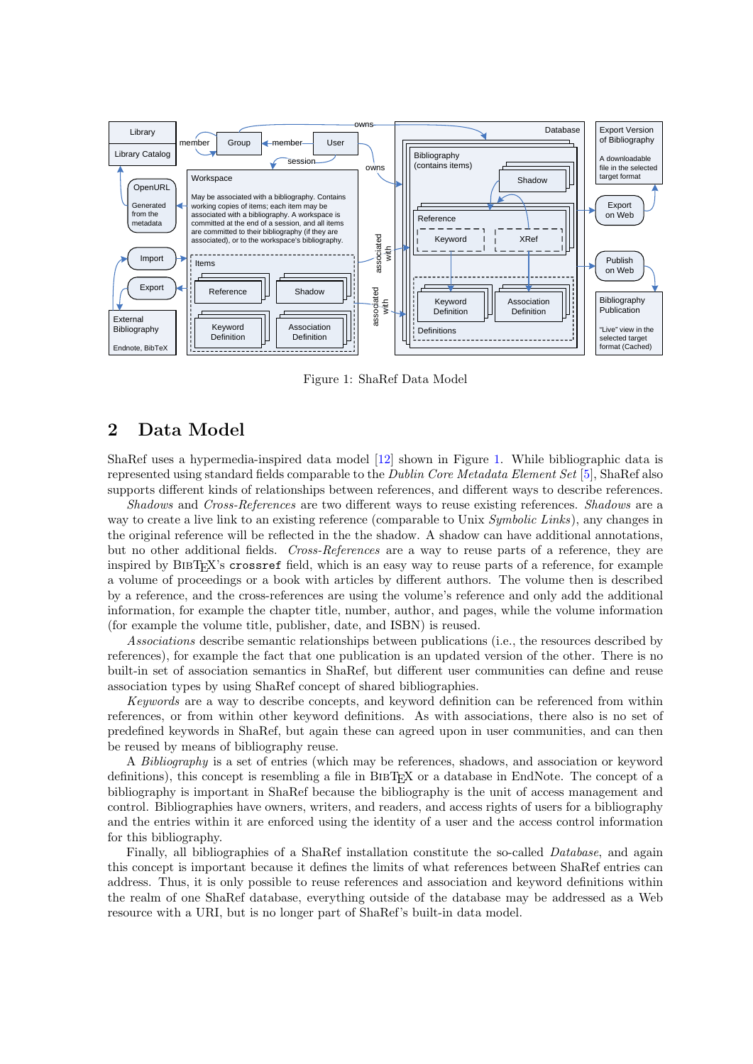Figure 1: ShaRef Data Model

## 2 Data Model

ShaRef uses a hypermedia-inspired data model [12] shown in Figure 1. While bibliographic data is represented using standard fields comparable to the *Dublin Core Metadata Element Set* [5], ShaRef also supports different kinds of relationships between references, and different ways to describe references.

*Shadows* and *Cross-References* are two different ways to reuse existing references. *Shadows* are a way to create a live link to an existing reference (comparable to Unix *Symbolic Links*), any changes in the original reference will be reflected in the the shadow. A shadow can have additional annotations, but no other additional fields. *Cross-References* are a way to reuse parts of a reference, they are inspired by BibTeX's `crossref` field, which is an easy way to reuse parts of a reference, for example a volume of proceedings or a book with articles by different authors. The volume then is described by a reference, and the cross-references are using the volume's reference and only add the additional information, for example the chapter title, number, author, and pages, while the volume information (for example the volume title, publisher, date, and ISBN) is reused.

*Associations* describe semantic relationships between publications (i.e., the resources described by references), for example the fact that one publication is an updated version of the other. There is no built-in set of association semantics in ShaRef, but different user communities can define and reuse association types by using ShaRef concept of shared bibliographies.

*Keywords* are a way to describe concepts, and keyword definition can be referenced from within references, or from within other keyword definitions. As with associations, there also is no set of predefined keywords in ShaRef, but again these can agreed upon in user communities, and can then be reused by means of bibliography reuse.

A *Bibliography* is a set of entries (which may be references, shadows, and association or keyword definitions), this concept is resembling a file in BibTeX or a database in EndNote. The concept of a bibliography is important in ShaRef because the bibliography is the unit of access management and control. Bibliographies have owners, writers, and readers, and access rights of users for a bibliography and the entries within it are enforced using the identity of a user and the access control information for this bibliography.

Finally, all bibliographies of a ShaRef installation constitute the so-called *Database*, and again this concept is important because it defines the limits of what references between ShaRef entries can address. Thus, it is only possible to reuse references and association and keyword definitions within the realm of one ShaRef database, everything outside of the database may be addressed as a Web resource with a URI, but is no longer part of ShaRef's built-in data model.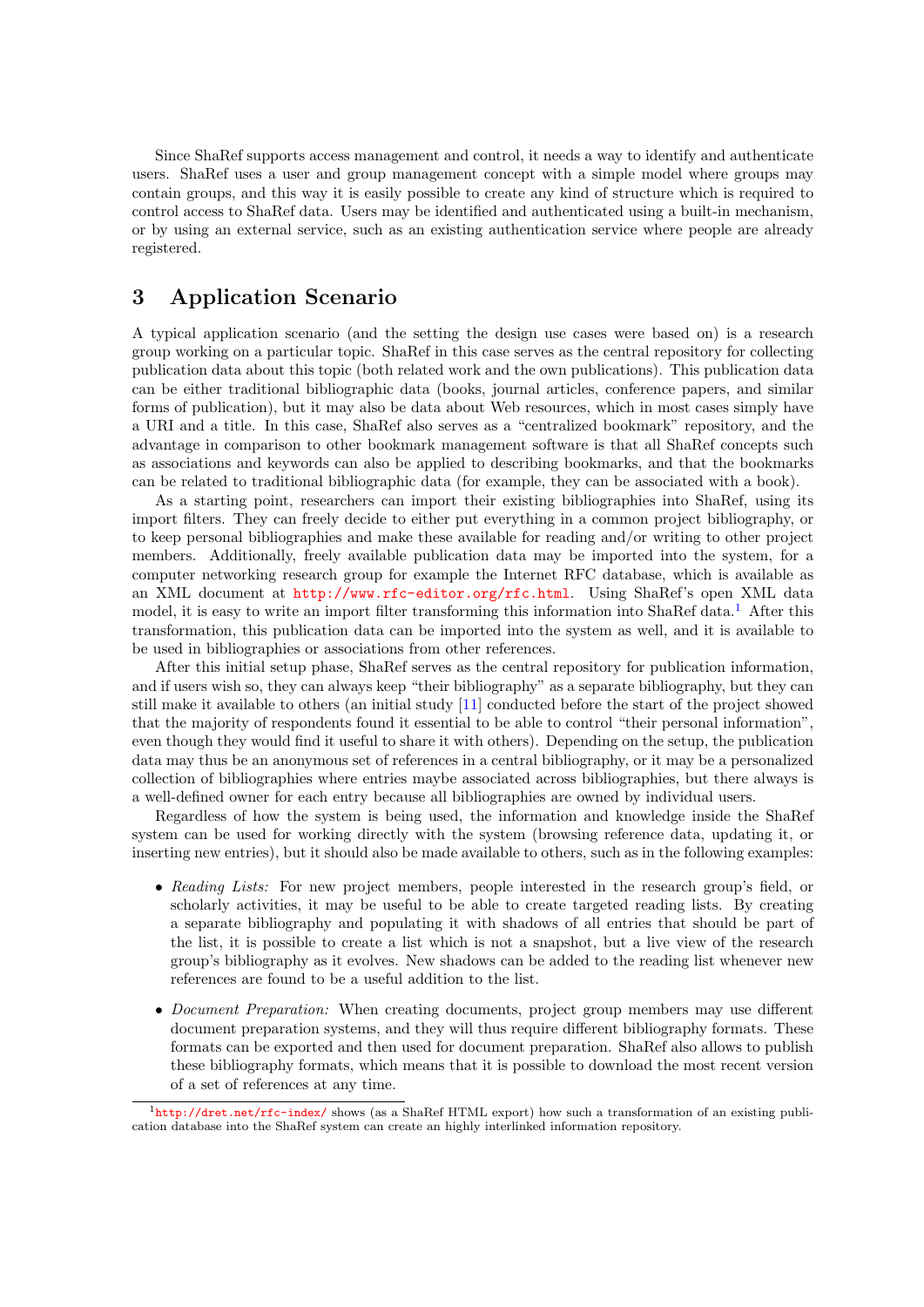Since ShaRef supports access management and control, it needs a way to identify and authenticate users. ShaRef uses a user and group management concept with a simple model where groups may contain groups, and this way it is easily possible to create any kind of structure which is required to control access to ShaRef data. Users may be identified and authenticated using a built-in mechanism, or by using an external service, such as an existing authentication service where people are already registered.

## 3 Application Scenario

A typical application scenario (and the setting the design use cases were based on) is a research group working on a particular topic. ShaRef in this case serves as the central repository for collecting publication data about this topic (both related work and the own publications). This publication data can be either traditional bibliographic data (books, journal articles, conference papers, and similar forms of publication), but it may also be data about Web resources, which in most cases simply have a URI and a title. In this case, ShaRef also serves as a "centralized bookmark" repository, and the advantage in comparison to other bookmark management software is that all ShaRef concepts such as associations and keywords can also be applied to describing bookmarks, and that the bookmarks can be related to traditional bibliographic data (for example, they can be associated with a book).

As a starting point, researchers can import their existing bibliographies into ShaRef, using its import filters. They can freely decide to either put everything in a common project bibliography, or to keep personal bibliographies and make these available for reading and/or writing to other project members. Additionally, freely available publication data may be imported into the system, for a computer networking research group for example the Internet RFC database, which is available as an XML document at http://www.rfc-editor.org/rfc.html. Using ShaRef's open XML data model, it is easy to write an import filter transforming this information into ShaRef data.[1] After this transformation, this publication data can be imported into the system as well, and it is available to be used in bibliographies or associations from other references.

After this initial setup phase, ShaRef serves as the central repository for publication information, and if users wish so, they can always keep "their bibliography" as a separate bibliography, but they can still make it available to others (an initial study [11] conducted before the start of the project showed that the majority of respondents found it essential to be able to control "their personal information", even though they would find it useful to share it with others). Depending on the setup, the publication data may thus be an anonymous set of references in a central bibliography, or it may be a personalized collection of bibliographies where entries maybe associated across bibliographies, but there always is a well-defined owner for each entry because all bibliographies are owned by individual users.

Regardless of how the system is being used, the information and knowledge inside the ShaRef system can be used for working directly with the system (browsing reference data, updating it, or inserting new entries), but it should also be made available to others, such as in the following examples:

- *Reading Lists:* For new project members, people interested in the research group's field, or scholarly activities, it may be useful to be able to create targeted reading lists. By creating a separate bibliography and populating it with shadows of all entries that should be part of the list, it is possible to create a list which is not a snapshot, but a live view of the research group's bibliography as it evolves. New shadows can be added to the reading list whenever new references are found to be a useful addition to the list.
- *Document Preparation:* When creating documents, project group members may use different document preparation systems, and they will thus require different bibliography formats. These formats can be exported and then used for document preparation. ShaRef also allows to publish these bibliography formats, which means that it is possible to download the most recent version of a set of references at any time.

[1] http://dret.net/rfc-index/ shows (as a ShaRef HTML export) how such a transformation of an existing publication database into the ShaRef system can create an highly interlinked information repository.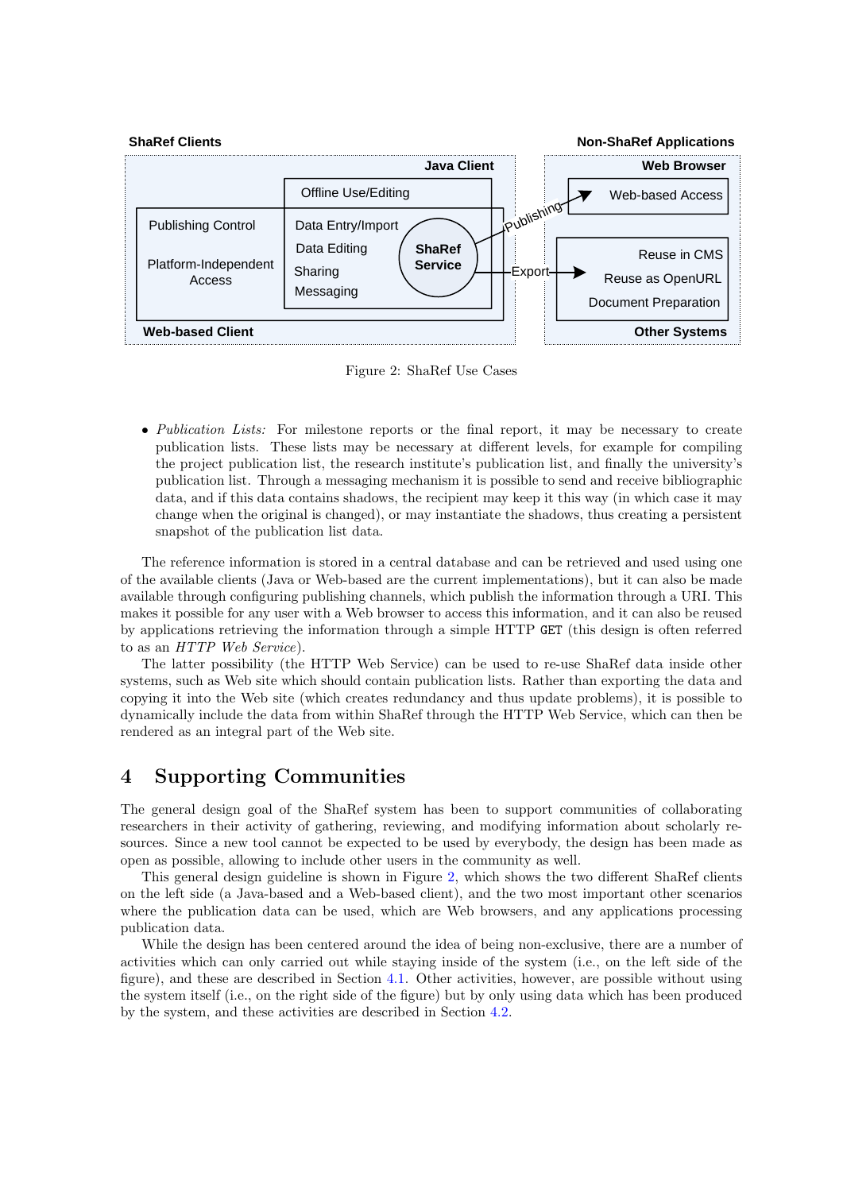Figure 2: ShaRef Use Cases

- *Publication Lists:* For milestone reports or the final report, it may be necessary to create publication lists. These lists may be necessary at different levels, for example for compiling the project publication list, the research institute's publication list, and finally the university's publication list. Through a messaging mechanism it is possible to send and receive bibliographic data, and if this data contains shadows, the recipient may keep it this way (in which case it may change when the original is changed), or may instantiate the shadows, thus creating a persistent snapshot of the publication list data.

The reference information is stored in a central database and can be retrieved and used using one of the available clients (Java or Web-based are the current implementations), but it can also be made available through configuring publishing channels, which publish the information through a URI. This makes it possible for any user with a Web browser to access this information, and it can also be reused by applications retrieving the information through a simple HTTP `GET` (this design is often referred to as an *HTTP Web Service*).

The latter possibility (the HTTP Web Service) can be used to re-use ShaRef data inside other systems, such as Web site which should contain publication lists. Rather than exporting the data and copying it into the Web site (which creates redundancy and thus update problems), it is possible to dynamically include the data from within ShaRef through the HTTP Web Service, which can then be rendered as an integral part of the Web site.

# 4 Supporting Communities

The general design goal of the ShaRef system has been to support communities of collaborating researchers in their activity of gathering, reviewing, and modifying information about scholarly resources. Since a new tool cannot be expected to be used by everybody, the design has been made as open as possible, allowing to include other users in the community as well.

This general design guideline is shown in Figure 2, which shows the two different ShaRef clients on the left side (a Java-based and a Web-based client), and the two most important other scenarios where the publication data can be used, which are Web browsers, and any applications processing publication data.

While the design has been centered around the idea of being non-exclusive, there are a number of activities which can only carried out while staying inside of the system (i.e., on the left side of the figure), and these are described in Section 4.1. Other activities, however, are possible without using the system itself (i.e., on the right side of the figure) but by only using data which has been produced by the system, and these activities are described in Section 4.2.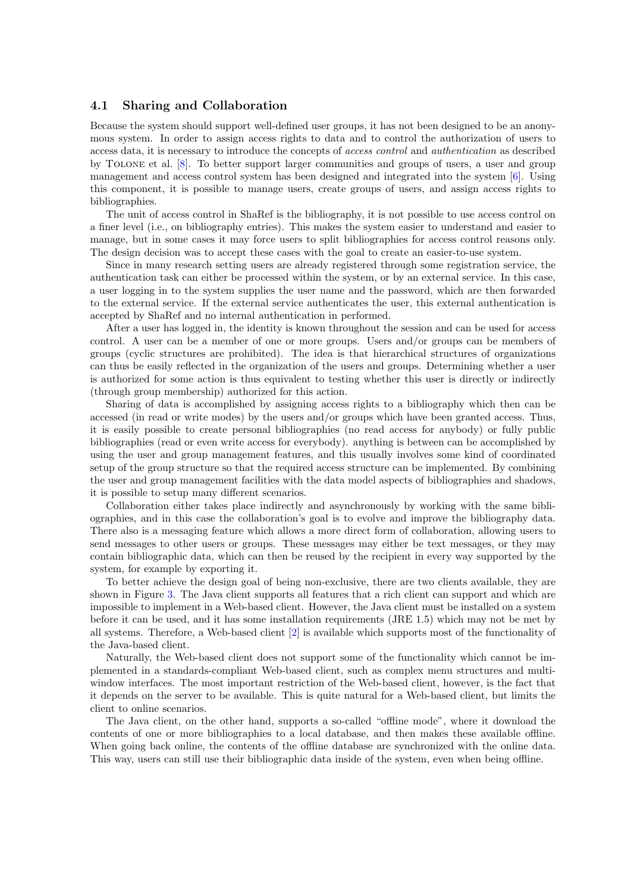### 4.1 Sharing and Collaboration

Because the system should support well-defined user groups, it has not been designed to be an anonymous system. In order to assign access rights to data and to control the authorization of users to access data, it is necessary to introduce the concepts of *access control* and *authentication* as described by Tolone et al. [8]. To better support larger communities and groups of users, a user and group management and access control system has been designed and integrated into the system [6]. Using this component, it is possible to manage users, create groups of users, and assign access rights to bibliographies.

The unit of access control in ShaRef is the bibliography, it is not possible to use access control on a finer level (i.e., on bibliography entries). This makes the system easier to understand and easier to manage, but in some cases it may force users to split bibliographies for access control reasons only. The design decision was to accept these cases with the goal to create an easier-to-use system.

Since in many research setting users are already registered through some registration service, the authentication task can either be processed within the system, or by an external service. In this case, a user logging in to the system supplies the user name and the password, which are then forwarded to the external service. If the external service authenticates the user, this external authentication is accepted by ShaRef and no internal authentication in performed.

After a user has logged in, the identity is known throughout the session and can be used for access control. A user can be a member of one or more groups. Users and/or groups can be members of groups (cyclic structures are prohibited). The idea is that hierarchical structures of organizations can thus be easily reflected in the organization of the users and groups. Determining whether a user is authorized for some action is thus equivalent to testing whether this user is directly or indirectly (through group membership) authorized for this action.

Sharing of data is accomplished by assigning access rights to a bibliography which then can be accessed (in read or write modes) by the users and/or groups which have been granted access. Thus, it is easily possible to create personal bibliographies (no read access for anybody) or fully public bibliographies (read or even write access for everybody). anything is between can be accomplished by using the user and group management features, and this usually involves some kind of coordinated setup of the group structure so that the required access structure can be implemented. By combining the user and group management facilities with the data model aspects of bibliographies and shadows, it is possible to setup many different scenarios.

Collaboration either takes place indirectly and asynchronously by working with the same bibliographies, and in this case the collaboration's goal is to evolve and improve the bibliography data. There also is a messaging feature which allows a more direct form of collaboration, allowing users to send messages to other users or groups. These messages may either be text messages, or they may contain bibliographic data, which can then be reused by the recipient in every way supported by the system, for example by exporting it.

To better achieve the design goal of being non-exclusive, there are two clients available, they are shown in Figure 3. The Java client supports all features that a rich client can support and which are impossible to implement in a Web-based client. However, the Java client must be installed on a system before it can be used, and it has some installation requirements (JRE 1.5) which may not be met by all systems. Therefore, a Web-based client [2] is available which supports most of the functionality of the Java-based client.

Naturally, the Web-based client does not support some of the functionality which cannot be implemented in a standards-compliant Web-based client, such as complex menu structures and multi-window interfaces. The most important restriction of the Web-based client, however, is the fact that it depends on the server to be available. This is quite natural for a Web-based client, but limits the client to online scenarios.

The Java client, on the other hand, supports a so-called "offline mode", where it download the contents of one or more bibliographies to a local database, and then makes these available offline. When going back online, the contents of the offline database are synchronized with the online data. This way, users can still use their bibliographic data inside of the system, even when being offline.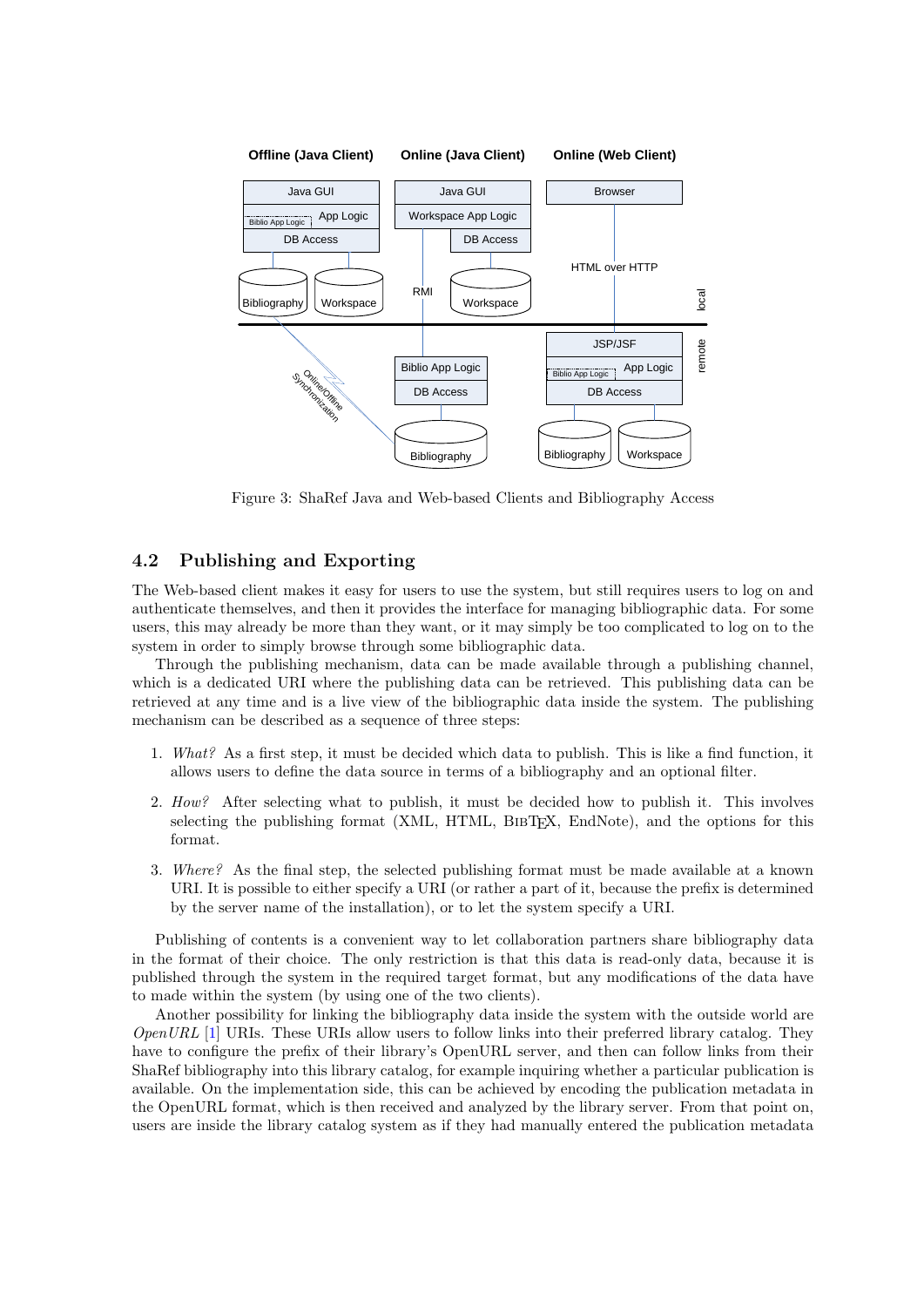Figure 3: ShaRef Java and Web-based Clients and Bibliography Access

## 4.2 Publishing and Exporting

The Web-based client makes it easy for users to use the system, but still requires users to log on and authenticate themselves, and then it provides the interface for managing bibliographic data. For some users, this may already be more than they want, or it may simply be too complicated to log on to the system in order to simply browse through some bibliographic data.

Through the publishing mechanism, data can be made available through a publishing channel, which is a dedicated URI where the publishing data can be retrieved. This publishing data can be retrieved at any time and is a live view of the bibliographic data inside the system. The publishing mechanism can be described as a sequence of three steps:

1. *What?* As a first step, it must be decided which data to publish. This is like a find function, it allows users to define the data source in terms of a bibliography and an optional filter.
2. *How?* After selecting what to publish, it must be decided how to publish it. This involves selecting the publishing format (XML, HTML, BibTeX, EndNote), and the options for this format.
3. *Where?* As the final step, the selected publishing format must be made available at a known URI. It is possible to either specify a URI (or rather a part of it, because the prefix is determined by the server name of the installation), or to let the system specify a URI.

Publishing of contents is a convenient way to let collaboration partners share bibliography data in the format of their choice. The only restriction is that this data is read-only data, because it is published through the system in the required target format, but any modifications of the data have to made within the system (by using one of the two clients).

Another possibility for linking the bibliography data inside the system with the outside world are *OpenURL* [1] URIs. These URIs allow users to follow links into their preferred library catalog. They have to configure the prefix of their library's OpenURL server, and then can follow links from their ShaRef bibliography into this library catalog, for example inquiring whether a particular publication is available. On the implementation side, this can be achieved by encoding the publication metadata in the OpenURL format, which is then received and analyzed by the library server. From that point on, users are inside the library catalog system as if they had manually entered the publication metadata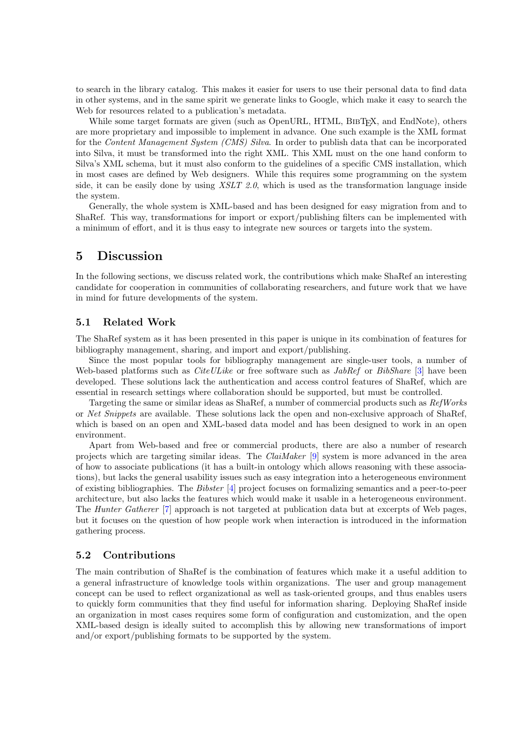to search in the library catalog. This makes it easier for users to use their personal data to find data in other systems, and in the same spirit we generate links to Google, which make it easy to search the Web for resources related to a publication's metadata.

While some target formats are given (such as OpenURL, HTML, BibTeX, and EndNote), others are more proprietary and impossible to implement in advance. One such example is the XML format for the *Content Management System (CMS) Silva*. In order to publish data that can be incorporated into Silva, it must be transformed into the right XML. This XML must on the one hand conform to Silva's XML schema, but it must also conform to the guidelines of a specific CMS installation, which in most cases are defined by Web designers. While this requires some programming on the system side, it can be easily done by using *XSLT 2.0*, which is used as the transformation language inside the system.

Generally, the whole system is XML-based and has been designed for easy migration from and to ShaRef. This way, transformations for import or export/publishing filters can be implemented with a minimum of effort, and it is thus easy to integrate new sources or targets into the system.

# 5 Discussion

In the following sections, we discuss related work, the contributions which make ShaRef an interesting candidate for cooperation in communities of collaborating researchers, and future work that we have in mind for future developments of the system.

## 5.1 Related Work

The ShaRef system as it has been presented in this paper is unique in its combination of features for bibliography management, sharing, and import and export/publishing.

Since the most popular tools for bibliography management are single-user tools, a number of Web-based platforms such as *CiteULike* or free software such as *JabRef* or *BibShare* [3] have been developed. These solutions lack the authentication and access control features of ShaRef, which are essential in research settings where collaboration should be supported, but must be controlled.

Targeting the same or similar ideas as ShaRef, a number of commercial products such as *RefWorks* or *Net Snippets* are available. These solutions lack the open and non-exclusive approach of ShaRef, which is based on an open and XML-based data model and has been designed to work in an open environment.

Apart from Web-based and free or commercial products, there are also a number of research projects which are targeting similar ideas. The *ClaiMaker* [9] system is more advanced in the area of how to associate publications (it has a built-in ontology which allows reasoning with these associations), but lacks the general usability issues such as easy integration into a heterogeneous environment of existing bibliographies. The *Bibster* [4] project focuses on formalizing semantics and a peer-to-peer architecture, but also lacks the features which would make it usable in a heterogeneous environment. The *Hunter Gatherer* [7] approach is not targeted at publication data but at excerpts of Web pages, but it focuses on the question of how people work when interaction is introduced in the information gathering process.

## 5.2 Contributions

The main contribution of ShaRef is the combination of features which make it a useful addition to a general infrastructure of knowledge tools within organizations. The user and group management concept can be used to reflect organizational as well as task-oriented groups, and thus enables users to quickly form communities that they find useful for information sharing. Deploying ShaRef inside an organization in most cases requires some form of configuration and customization, and the open XML-based design is ideally suited to accomplish this by allowing new transformations of import and/or export/publishing formats to be supported by the system.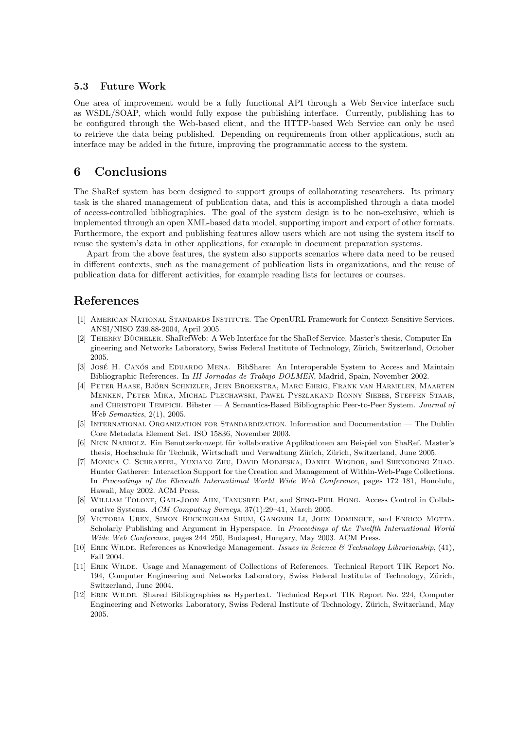### 5.3 Future Work

One area of improvement would be a fully functional API through a Web Service interface such as WSDL/SOAP, which would fully expose the publishing interface. Currently, publishing has to be configured through the Web-based client, and the HTTP-based Web Service can only be used to retrieve the data being published. Depending on requirements from other applications, such an interface may be added in the future, improving the programmatic access to the system.

## 6 Conclusions

The ShaRef system has been designed to support groups of collaborating researchers. Its primary task is the shared management of publication data, and this is accomplished through a data model of access-controlled bibliographies. The goal of the system design is to be non-exclusive, which is implemented through an open XML-based data model, supporting import and export of other formats. Furthermore, the export and publishing features allow users which are not using the system itself to reuse the system's data in other applications, for example in document preparation systems.

Apart from the above features, the system also supports scenarios where data need to be reused in different contexts, such as the management of publication lists in organizations, and the reuse of publication data for different activities, for example reading lists for lectures or courses.

## References

[1] American National Standards Institute. The OpenURL Framework for Context-Sensitive Services. ANSI/NISO Z39.88-2004, April 2005.

[2] Thierry Bücheler. ShaRefWeb: A Web Interface for the ShaRef Service. Master's thesis, Computer Engineering and Networks Laboratory, Swiss Federal Institute of Technology, Zürich, Switzerland, October 2005.

[3] José H. Canós and Eduardo Mena. BibShare: An Interoperable System to Access and Maintain Bibliographic References. In *III Jornadas de Trabajo DOLMEN*, Madrid, Spain, November 2002.

[4] Peter Haase, Björn Schnizler, Jeen Broekstra, Marc Ehrig, Frank van Harmelen, Maarten Menken, Peter Mika, Michal Plechawski, Pawel Pyszlakand Ronny Siebes, Steffen Staab, and Christoph Tempich. Bibster — A Semantics-Based Bibliographic Peer-to-Peer System. *Journal of Web Semantics*, 2(1), 2005.

[5] International Organization for Standardization. Information and Documentation — The Dublin Core Metadata Element Set. ISO 15836, November 2003.

[6] Nick Nabholz. Ein Benutzerkonzept für kollaborative Applikationen am Beispiel von ShaRef. Master's thesis, Hochschule für Technik, Wirtschaft und Verwaltung Zürich, Zürich, Switzerland, June 2005.

[7] Monica C. Schraefel, Yuxiang Zhu, David Modjeska, Daniel Wigdor, and Shengdong Zhao. Hunter Gatherer: Interaction Support for the Creation and Management of Within-Web-Page Collections. In *Proceedings of the Eleventh International World Wide Web Conference*, pages 172–181, Honolulu, Hawaii, May 2002. ACM Press.

[8] William Tolone, Gail-Joon Ahn, Tanusree Pai, and Seng-Phil Hong. Access Control in Collaborative Systems. *ACM Computing Surveys*, 37(1):29–41, March 2005.

[9] Victoria Uren, Simon Buckingham Shum, Gangmin Li, John Domingue, and Enrico Motta. Scholarly Publishing and Argument in Hyperspace. In *Proceedings of the Twelfth International World Wide Web Conference*, pages 244–250, Budapest, Hungary, May 2003. ACM Press.

[10] Erik Wilde. References as Knowledge Management. *Issues in Science & Technology Librarianship*, (41), Fall 2004.

[11] Erik Wilde. Usage and Management of Collections of References. Technical Report TIK Report No. 194, Computer Engineering and Networks Laboratory, Swiss Federal Institute of Technology, Zürich, Switzerland, June 2004.

[12] Erik Wilde. Shared Bibliographies as Hypertext. Technical Report TIK Report No. 224, Computer Engineering and Networks Laboratory, Swiss Federal Institute of Technology, Zürich, Switzerland, May 2005.